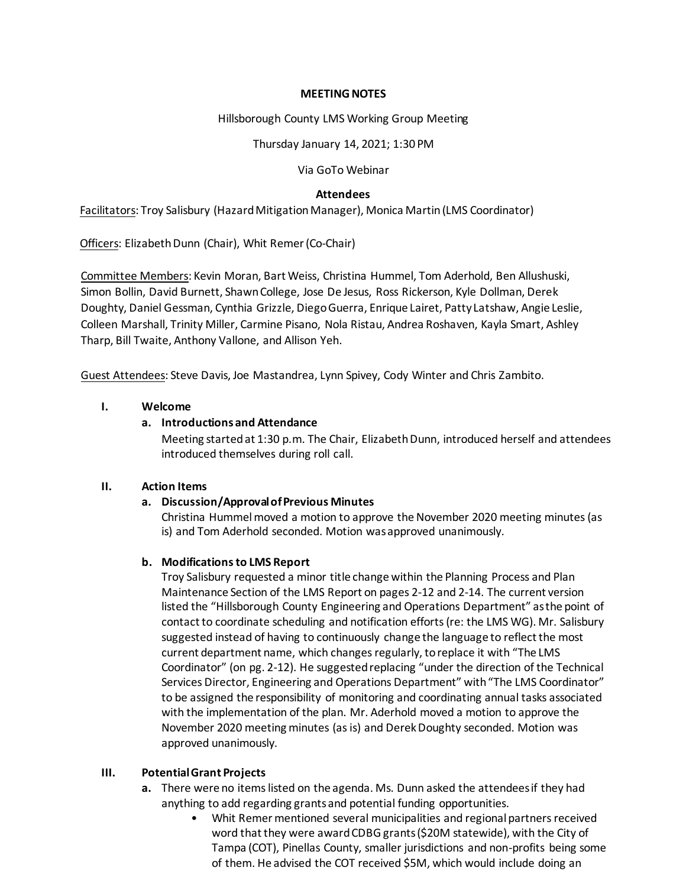**MEETING NOTES**

Hillsborough County LMS Working Group Meeting

Thursday January 14, 2021; 1:30 PM

Via GoTo Webinar

**Attendees**

Facilitators: Troy Salisbury (Hazard Mitigation Manager), Monica Martin (LMS Coordinator)

Officers: Elizabeth Dunn (Chair), Whit Remer (Co-Chair)

Committee Members: Kevin Moran, Bart Weiss, Christina Hummel, Tom Aderhold, Ben Allushuski, Simon Bollin, David Burnett, Shawn College, Jose De Jesus, Ross Rickerson, Kyle Dollman, Derek Doughty, Daniel Gessman, Cynthia Grizzle, Diego Guerra, Enrique Lairet, Patty Latshaw, Angie Leslie, Colleen Marshall, Trinity Miller, Carmine Pisano, Nola Ristau, Andrea Roshaven, Kayla Smart, Ashley Tharp, Bill Twaite, Anthony Vallone, and Allison Yeh.

Guest Attendees: Steve Davis, Joe Mastandrea, Lynn Spivey, Cody Winter and Chris Zambito.

**I. Welcome**

**a. Introductions and Attendance**

Meeting started at 1:30 p.m. The Chair, Elizabeth Dunn, introduced herself and attendees introduced themselves during roll call.

**II. Action Items**

**a. Discussion/Approval of Previous Minutes**

Christina Hummel moved a motion to approve the November 2020 meeting minutes (as is) and Tom Aderhold seconded. Motion was approved unanimously.

**b. Modifications to LMS Report**

Troy Salisbury requested a minor title change within the Planning Process and Plan Maintenance Section of the LMS Report on pages 2-12 and 2-14. The current version listed the "Hillsborough County Engineering and Operations Department" as the point of contact to coordinate scheduling and notification efforts (re: the LMS WG). Mr. Salisbury suggested instead of having to continuously change the language to reflect the most current department name, which changes regularly, to replace it with "The LMS Coordinator" (on pg. 2-12). He suggested replacing "under the direction of the Technical Services Director, Engineering and Operations Department" with "The LMS Coordinator" to be assigned the responsibility of monitoring and coordinating annual tasks associated with the implementation of the plan. Mr. Aderhold moved a motion to approve the November 2020 meeting minutes (as is) and Derek Doughty seconded. Motion was approved unanimously.

**III. Potential Grant Projects**

**a.** There were no items listed on the agenda. Ms. Dunn asked the attendees if they had anything to add regarding grants and potential funding opportunities.

- Whit Remer mentioned several municipalities and regional partners received word that they were award CDBG grants ($20M statewide), with the City of Tampa (COT), Pinellas County, smaller jurisdictions and non-profits being some of them. He advised the COT received $5M, which would include doing an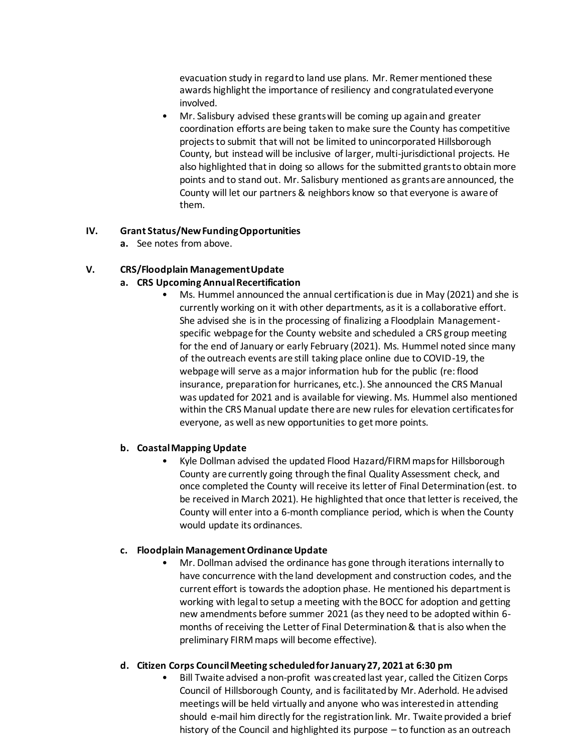evacuation study in regard to land use plans. Mr. Remer mentioned these awards highlight the importance of resiliency and congratulated everyone involved.

- Mr. Salisbury advised these grants will be coming up again and greater coordination efforts are being taken to make sure the County has competitive projects to submit that will not be limited to unincorporated Hillsborough County, but instead will be inclusive of larger, multi-jurisdictional projects. He also highlighted that in doing so allows for the submitted grants to obtain more points and to stand out. Mr. Salisbury mentioned as grants are announced, the County will let our partners & neighbors know so that everyone is aware of them.

## IV. Grant Status/New Funding Opportunities

**a.** See notes from above.

## V. CRS/Floodplain Management Update

### a. CRS Upcoming Annual Recertification

- Ms. Hummel announced the annual certification is due in May (2021) and she is currently working on it with other departments, as it is a collaborative effort. She advised she is in the processing of finalizing a Floodplain Management-specific webpage for the County website and scheduled a CRS group meeting for the end of January or early February (2021). Ms. Hummel noted since many of the outreach events are still taking place online due to COVID-19, the webpage will serve as a major information hub for the public (re: flood insurance, preparation for hurricanes, etc.). She announced the CRS Manual was updated for 2021 and is available for viewing. Ms. Hummel also mentioned within the CRS Manual update there are new rules for elevation certificates for everyone, as well as new opportunities to get more points.

### b. Coastal Mapping Update

- Kyle Dollman advised the updated Flood Hazard/FIRM maps for Hillsborough County are currently going through the final Quality Assessment check, and once completed the County will receive its letter of Final Determination (est. to be received in March 2021). He highlighted that once that letter is received, the County will enter into a 6-month compliance period, which is when the County would update its ordinances.

### c. Floodplain Management Ordinance Update

- Mr. Dollman advised the ordinance has gone through iterations internally to have concurrence with the land development and construction codes, and the current effort is towards the adoption phase. He mentioned his department is working with legal to setup a meeting with the BOCC for adoption and getting new amendments before summer 2021 (as they need to be adopted within 6-months of receiving the Letter of Final Determination & that is also when the preliminary FIRM maps will become effective).

### d. Citizen Corps Council Meeting scheduled for January 27, 2021 at 6:30 pm

- Bill Twaite advised a non-profit was created last year, called the Citizen Corps Council of Hillsborough County, and is facilitated by Mr. Aderhold. He advised meetings will be held virtually and anyone who was interested in attending should e-mail him directly for the registration link. Mr. Twaite provided a brief history of the Council and highlighted its purpose – to function as an outreach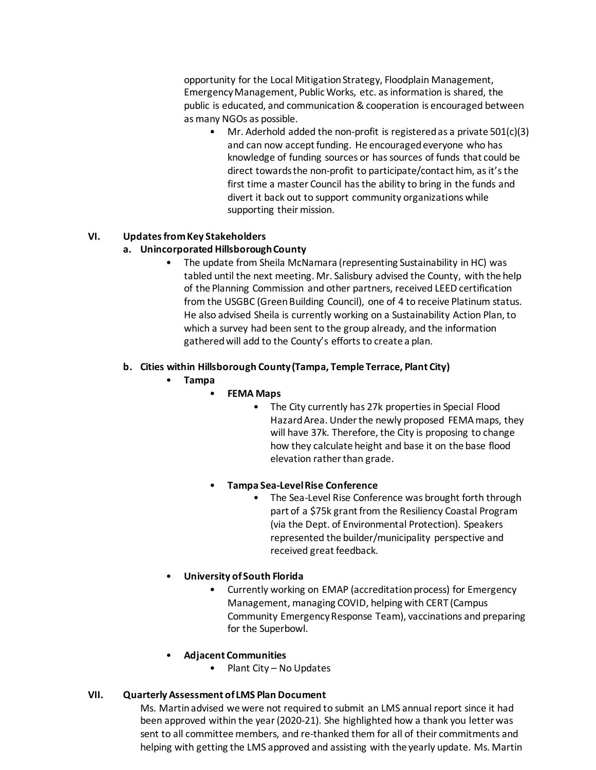opportunity for the Local Mitigation Strategy, Floodplain Management, Emergency Management, Public Works, etc. as information is shared, the public is educated, and communication & cooperation is encouraged between as many NGOs as possible.

- Mr. Aderhold added the non-profit is registered as a private 501(c)(3) and can now accept funding. He encouraged everyone who has knowledge of funding sources or has sources of funds that could be direct towards the non-profit to participate/contact him, as it's the first time a master Council has the ability to bring in the funds and divert it back out to support community organizations while supporting their mission.

## VI. Updates from Key Stakeholders

### a. Unincorporated Hillsborough County

- The update from Sheila McNamara (representing Sustainability in HC) was tabled until the next meeting. Mr. Salisbury advised the County, with the help of the Planning Commission and other partners, received LEED certification from the USGBC (Green Building Council), one of 4 to receive Platinum status. He also advised Sheila is currently working on a Sustainability Action Plan, to which a survey had been sent to the group already, and the information gathered will add to the County's efforts to create a plan.

### b. Cities within Hillsborough County (Tampa, Temple Terrace, Plant City)

- **Tampa**
  - **FEMA Maps**
    - The City currently has 27k properties in Special Flood Hazard Area. Under the newly proposed FEMA maps, they will have 37k. Therefore, the City is proposing to change how they calculate height and base it on the base flood elevation rather than grade.
  - **Tampa Sea-Level Rise Conference**
    - The Sea-Level Rise Conference was brought forth through part of a $75k grant from the Resiliency Coastal Program (via the Dept. of Environmental Protection). Speakers represented the builder/municipality perspective and received great feedback.
- **University of South Florida**
  - Currently working on EMAP (accreditation process) for Emergency Management, managing COVID, helping with CERT (Campus Community Emergency Response Team), vaccinations and preparing for the Superbowl.
- **Adjacent Communities**
  - Plant City – No Updates

## VII. Quarterly Assessment of LMS Plan Document

Ms. Martin advised we were not required to submit an LMS annual report since it had been approved within the year (2020-21). She highlighted how a thank you letter was sent to all committee members, and re-thanked them for all of their commitments and helping with getting the LMS approved and assisting with the yearly update. Ms. Martin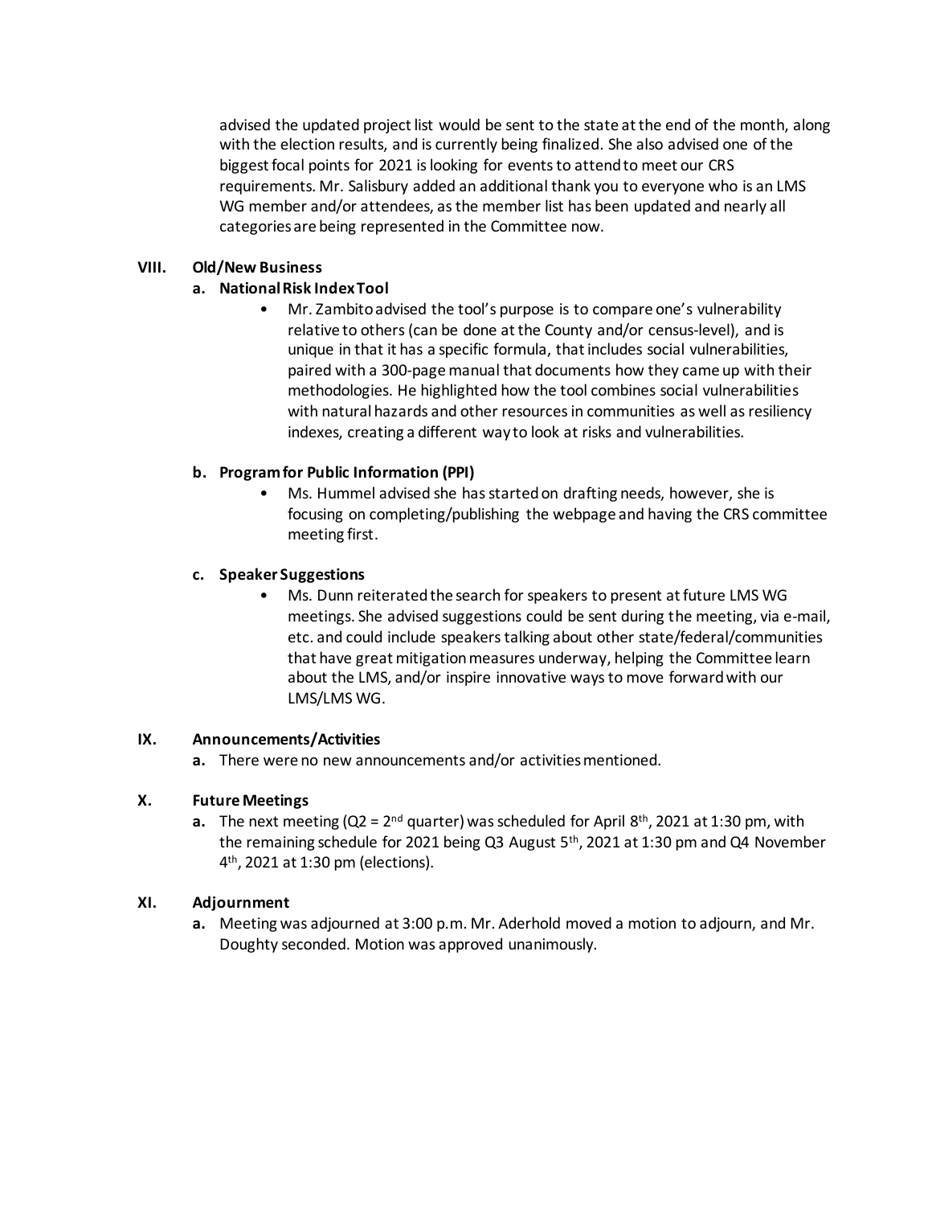advised the updated project list would be sent to the state at the end of the month, along with the election results, and is currently being finalized. She also advised one of the biggest focal points for 2021 is looking for events to attend to meet our CRS requirements. Mr. Salisbury added an additional thank you to everyone who is an LMS WG member and/or attendees, as the member list has been updated and nearly all categories are being represented in the Committee now.

**VIII. Old/New Business**

**a. National Risk Index Tool**

- Mr. Zambito advised the tool's purpose is to compare one's vulnerability relative to others (can be done at the County and/or census-level), and is unique in that it has a specific formula, that includes social vulnerabilities, paired with a 300-page manual that documents how they came up with their methodologies. He highlighted how the tool combines social vulnerabilities with natural hazards and other resources in communities as well as resiliency indexes, creating a different way to look at risks and vulnerabilities.

**b. Program for Public Information (PPI)**

- Ms. Hummel advised she has started on drafting needs, however, she is focusing on completing/publishing the webpage and having the CRS committee meeting first.

**c. Speaker Suggestions**

- Ms. Dunn reiterated the search for speakers to present at future LMS WG meetings. She advised suggestions could be sent during the meeting, via e-mail, etc. and could include speakers talking about other state/federal/communities that have great mitigation measures underway, helping the Committee learn about the LMS, and/or inspire innovative ways to move forward with our LMS/LMS WG.

**IX. Announcements/Activities**

**a.** There were no new announcements and/or activities mentioned.

**X. Future Meetings**

**a.** The next meeting (Q2 = 2nd quarter) was scheduled for April 8th, 2021 at 1:30 pm, with the remaining schedule for 2021 being Q3 August 5th, 2021 at 1:30 pm and Q4 November 4th, 2021 at 1:30 pm (elections).

**XI. Adjournment**

**a.** Meeting was adjourned at 3:00 p.m. Mr. Aderhold moved a motion to adjourn, and Mr. Doughty seconded. Motion was approved unanimously.